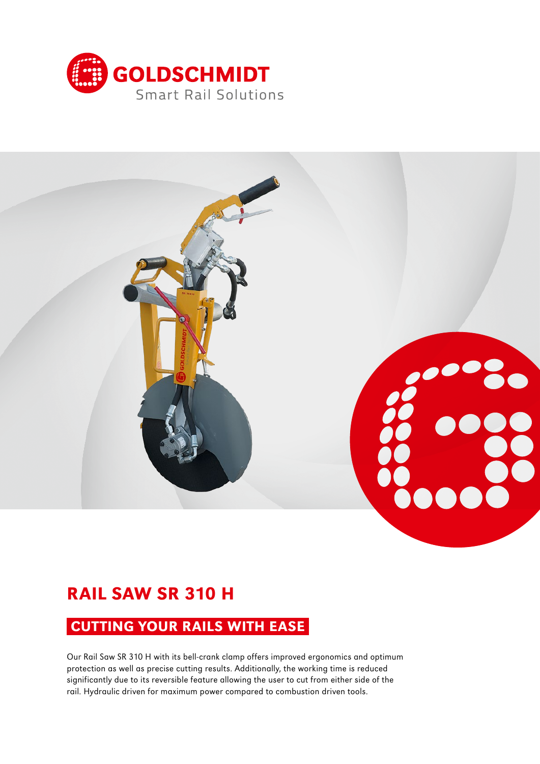GOLDSCHMIDT
Smart Rail Solutions

# RAIL SAW SR 310 H

## CUTTING YOUR RAILS WITH EASE

Our Rail Saw SR 310 H with its bell-crank clamp offers improved ergonomics and optimum protection as well as precise cutting results. Additionally, the working time is reduced significantly due to its reversible feature allowing the user to cut from either side of the rail. Hydraulic driven for maximum power compared to combustion driven tools.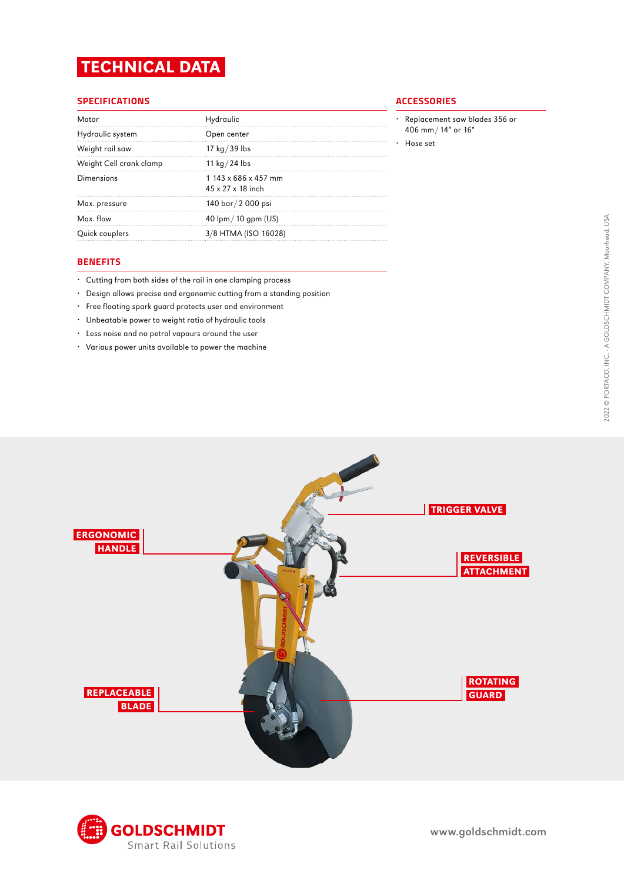# TECHNICAL DATA

## SPECIFICATIONS

| | |
|---|---|
| Motor | Hydraulic |
| Hydraulic system | Open center |
| Weight rail saw | 17 kg / 39 lbs |
| Weight Cell crank clamp | 11 kg / 24 lbs |
| Dimensions | 1 143 x 686 x 457 mm<br>45 x 27 x 18 inch |
| Max. pressure | 140 bar / 2 000 psi |
| Max. flow | 40 lpm / 10 gpm (US) |
| Quick couplers | 3/8 HTMA (ISO 16028) |

## ACCESSORIES

- Replacement saw blades 356 or 406 mm / 14" or 16"
- Hose set

## BENEFITS

- Cutting from both sides of the rail in one clamping process
- Design allows precise and ergonomic cutting from a standing position
- Free floating spark guard protects user and environment
- Unbeatable power to weight ratio of hydraulic tools
- Less noise and no petrol vapours around the user
- Various power units available to power the machine

TRIGGER VALVE

ERGONOMIC HANDLE

REVERSIBLE ATTACHMENT

ROTATING GUARD

REPLACEABLE BLADE

2022 © PORTACO, INC. · A GOLDSCHMIDT COMPANY, Moorhead, USA

GOLDSCHMIDT Smart Rail Solutions

www.goldschmidt.com